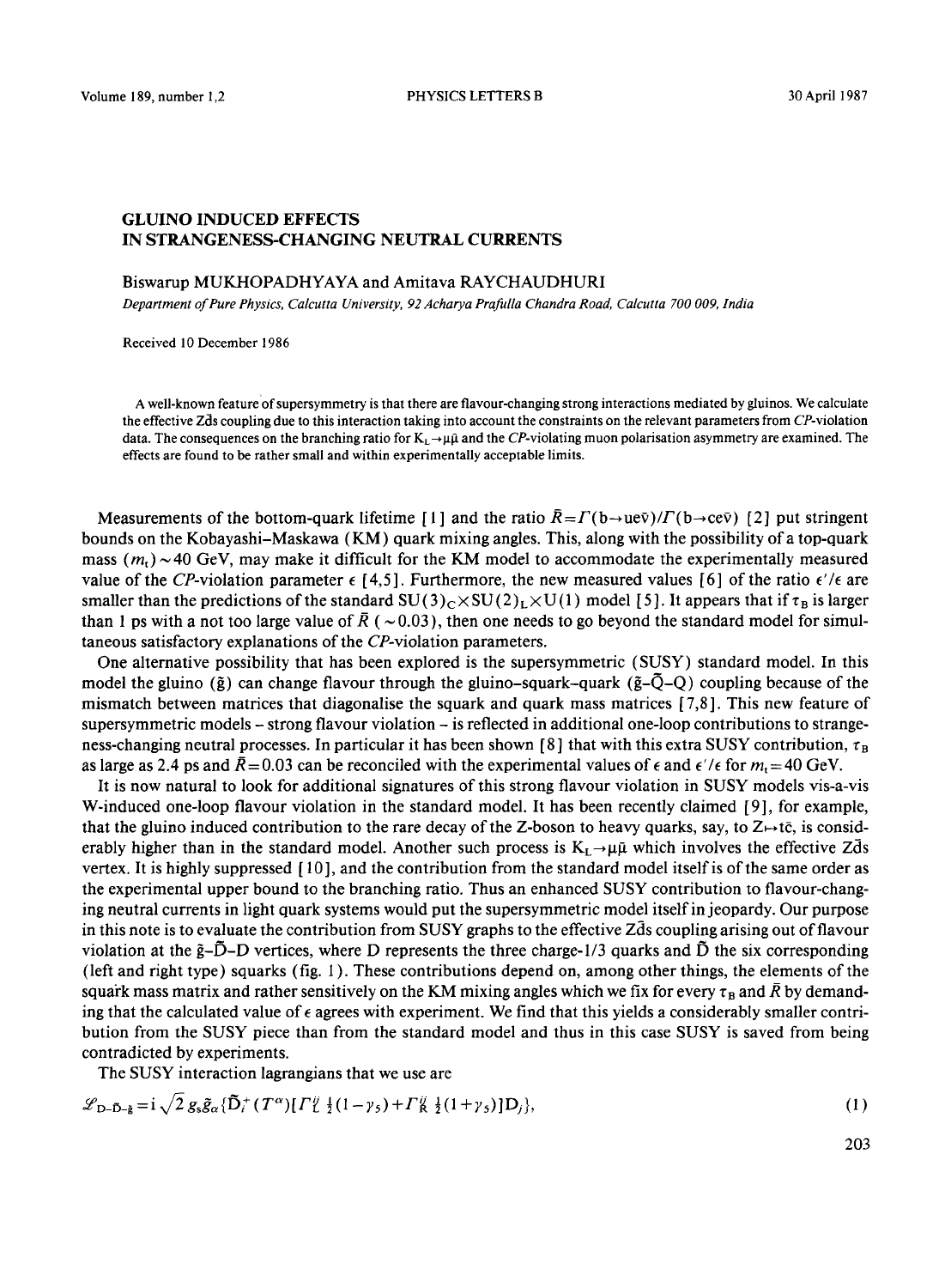# GLUINO INDUCED EFFECTS IN STRANGENESS-CHANGING NEUTRAL CURRENTS

Biswarup MUKHOPADHYAYA and Amitava RAYCHAUDHURI

*Department of Pure Physics, Calcutta University, 92 Acharya Prafulla Chandra Road, Calcutta 700 009, India*

Received 10 December 1986

A well-known feature of supersymmetry is that there are flavour-changing strong interactions mediated by gluinos. We calculate the effective $Z\bar{d}s$ coupling due to this interaction taking into account the constraints on the relevant parameters from *CP*-violation data. The consequences on the branching ratio for $K_L \to \mu\bar{\mu}$ and the *CP*-violating muon polarisation asymmetry are examined. The effects are found to be rather small and within experimentally acceptable limits.

Measurements of the bottom-quark lifetime [1] and the ratio $\bar{R} = \Gamma(b \to ue\bar{\nu})/\Gamma(b \to ce\bar{\nu})$ [2] put stringent bounds on the Kobayashi–Maskawa (KM) quark mixing angles. This, along with the possibility of a top-quark mass $(m_t) \sim 40$ GeV, may make it difficult for the KM model to accommodate the experimentally measured value of the *CP*-violation parameter $\epsilon$ [4,5]. Furthermore, the new measured values [6] of the ratio $\epsilon'/\epsilon$ are smaller than the predictions of the standard $SU(3)_C \times SU(2)_L \times U(1)$ model [5]. It appears that if $\tau_B$ is larger than 1 ps with a not too large value of $\bar{R}$ ($\sim 0.03$), then one needs to go beyond the standard model for simultaneous satisfactory explanations of the *CP*-violation parameters.

One alternative possibility that has been explored is the supersymmetric (SUSY) standard model. In this model the gluino ($\tilde{g}$) can change flavour through the gluino–squark–quark ($\tilde{g}$–$\tilde{Q}$–Q) coupling because of the mismatch between matrices that diagonalise the squark and quark mass matrices [7,8]. This new feature of supersymmetric models – strong flavour violation – is reflected in additional one-loop contributions to strangeness-changing neutral processes. In particular it has been shown [8] that with this extra SUSY contribution, $\tau_B$ as large as 2.4 ps and $\bar{R} = 0.03$ can be reconciled with the experimental values of $\epsilon$ and $\epsilon'/\epsilon$ for $m_t = 40$ GeV.

It is now natural to look for additional signatures of this strong flavour violation in SUSY models vis-a-vis W-induced one-loop flavour violation in the standard model. It has been recently claimed [9], for example, that the gluino induced contribution to the rare decay of the Z-boson to heavy quarks, say, to $Z \mapsto t\bar{c}$, is considerably higher than in the standard model. Another such process is $K_L \to \mu\bar{\mu}$ which involves the effective $Z\bar{d}s$ vertex. It is highly suppressed [10], and the contribution from the standard model itself is of the same order as the experimental upper bound to the branching ratio. Thus an enhanced SUSY contribution to flavour-changing neutral currents in light quark systems would put the supersymmetric model itself in jeopardy. Our purpose in this note is to evaluate the contribution from SUSY graphs to the effective $Z\bar{d}s$ coupling arising out of flavour violation at the $\tilde{g}$–$\tilde{D}$–D vertices, where D represents the three charge-1/3 quarks and $\tilde{D}$ the six corresponding (left and right type) squarks (fig. 1). These contributions depend on, among other things, the elements of the squark mass matrix and rather sensitively on the KM mixing angles which we fix for every $\tau_B$ and $\bar{R}$ by demanding that the calculated value of $\epsilon$ agrees with experiment. We find that this yields a considerably smaller contribution from the SUSY piece than from the standard model and thus in this case SUSY is saved from being contradicted by experiments.

The SUSY interaction lagrangians that we use are

$$\mathcal{L}_{D\text{-}\tilde{D}\text{-}\tilde{g}} = i\sqrt{2}\, g_s \tilde{g}_\alpha \{\tilde{D}_i^+ (T^\alpha)[\Gamma_L^{ij}\, \tfrac{1}{2}(1-\gamma_5) + \Gamma_R^{ij}\, \tfrac{1}{2}(1+\gamma_5)] D_j\}, \tag{1}$$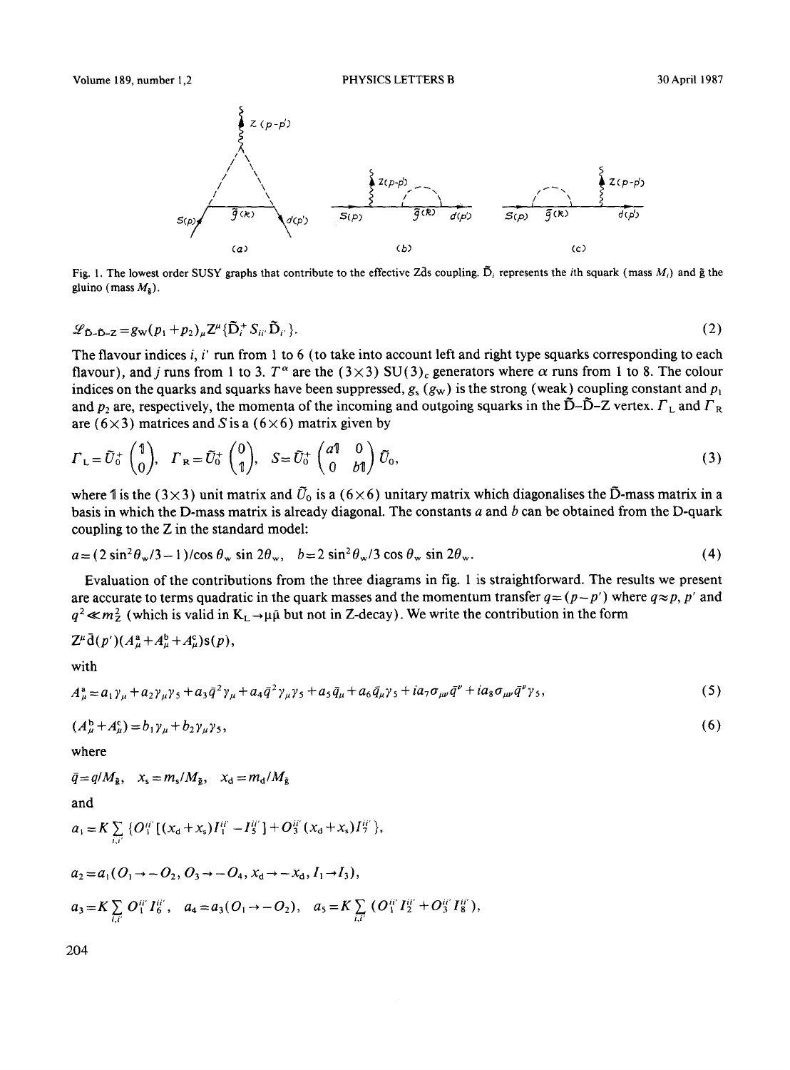Fig. 1. The lowest order SUSY graphs that contribute to the effective Z$\bar{d}$s coupling. $\tilde{D}_i$ represents the $i$th squark (mass $M_i$) and $\tilde{g}$ the gluino (mass $M_{\tilde{g}}$).

$$\mathscr{L}_{\tilde{D}\text{-}\tilde{D}\text{-}Z} = g_W (p_1 + p_2)_\mu Z^\mu \{\tilde{D}_i^+ S_{ii'} \tilde{D}_{i'}\}. \tag{2}$$

The flavour indices $i$, $i'$ run from 1 to 6 (to take into account left and right type squarks corresponding to each flavour), and $j$ runs from 1 to 3. $T^\alpha$ are the $(3\times3)$ SU(3)$_c$ generators where $\alpha$ runs from 1 to 8. The colour indices on the quarks and squarks have been suppressed, $g_s$ ($g_W$) is the strong (weak) coupling constant and $p_1$ and $p_2$ are, respectively, the momenta of the incoming and outgoing squarks in the $\tilde{D}$–$\tilde{D}$–Z vertex. $\Gamma_L$ and $\Gamma_R$ are $(6\times3)$ matrices and $S$ is a $(6\times6)$ matrix given by

$$\Gamma_L = \tilde{U}_0^+ \begin{pmatrix} \mathbb{1} \\ 0 \end{pmatrix}, \quad \Gamma_R = \tilde{U}_0^+ \begin{pmatrix} 0 \\ \mathbb{1} \end{pmatrix}, \quad S = \tilde{U}_0^+ \begin{pmatrix} a\mathbb{1} & 0 \\ 0 & b\mathbb{1} \end{pmatrix} \tilde{U}_0, \tag{3}$$

where $\mathbb{1}$ is the $(3\times3)$ unit matrix and $\tilde{U}_0$ is a $(6\times6)$ unitary matrix which diagonalises the $\tilde{D}$-mass matrix in a basis in which the D-mass matrix is already diagonal. The constants $a$ and $b$ can be obtained from the D-quark coupling to the Z in the standard model:

$$a = (2\sin^2\theta_w/3 - 1)/\cos\theta_w \sin 2\theta_w, \quad b = 2\sin^2\theta_w/3\cos\theta_w \sin 2\theta_w. \tag{4}$$

Evaluation of the contributions from the three diagrams in fig. 1 is straightforward. The results we present are accurate to terms quadratic in the quark masses and the momentum transfer $q = (p - p')$ where $q \approx p, p'$ and $q^2 \ll m_Z^2$ (which is valid in $K_L \to \mu\bar{\mu}$ but not in Z-decay). We write the contribution in the form

$$Z^\mu \bar{d}(p')(A_\mu^a + A_\mu^b + A_\mu^c) s(p),$$

with

$$A_\mu^a = a_1\gamma_\mu + a_2\gamma_\mu\gamma_5 + a_3\bar{q}^2\gamma_\mu + a_4\bar{q}^2\gamma_\mu\gamma_5 + a_5\bar{q}_\mu + a_6\bar{q}_\mu\gamma_5 + ia_7\sigma_{\mu\nu}\bar{q}^\nu + ia_8\sigma_{\mu\nu}\bar{q}^\nu\gamma_5, \tag{5}$$

$$(A_\mu^b + A_\mu^c) = b_1\gamma_\mu + b_2\gamma_\mu\gamma_5, \tag{6}$$

where

$$\bar{q} = q/M_{\tilde{g}}, \quad x_s = m_s/M_{\tilde{g}}, \quad x_d = m_d/M_{\tilde{g}}$$

and

$$a_1 = K \sum_{i,i'} \{O_1^{ii'}[(x_d + x_s)I_1^{ii'} - I_5^{ii'}] + O_3^{ii'}(x_d + x_s)I_7^{ii'}\},$$

$$a_2 = a_1(O_1 \to -O_2,\ O_3 \to -O_4,\ x_d \to -x_d,\ I_1 \to I_3),$$

$$a_3 = K \sum_{i,i'} O_1^{ii'} I_6^{ii'}, \quad a_4 = a_3(O_1 \to -O_2), \quad a_5 = K \sum_{i,i'} (O_1^{ii'} I_2^{ii'} + O_3^{ii'} I_8^{ii'}),$$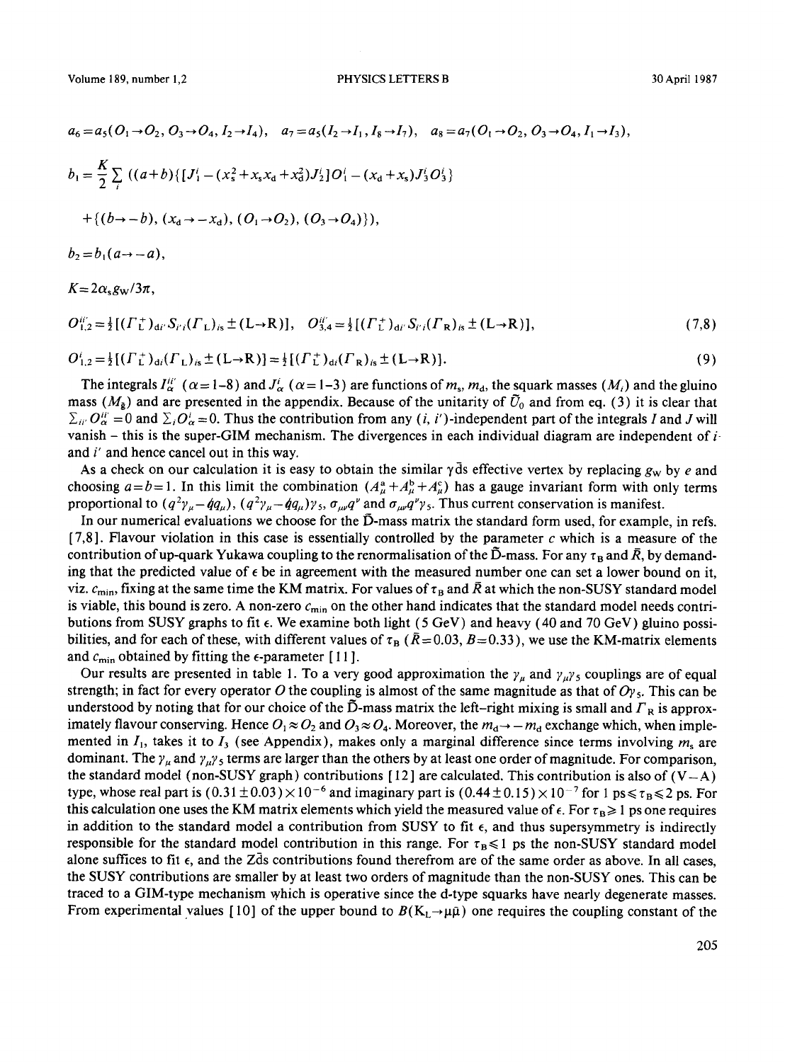$$a_6 = a_5(O_1 \to O_2, O_3 \to O_4, I_2 \to I_4), \quad a_7 = a_5(I_2 \to I_1, I_8 \to I_7), \quad a_8 = a_7(O_1 \to O_2, O_3 \to O_4, I_1 \to I_3),$$

$$b_1 = \frac{K}{2} \sum_i ((a+b)\{[J_1^i - (x_s^2 + x_s x_d + x_d^2) J_2^i] O_1^i - (x_d + x_s) J_3^i O_3^i\}$$

$$+ \{(b \to -b), (x_d \to -x_d), (O_1 \to O_2), (O_3 \to O_4)\}),$$

$$b_2 = b_1(a \to -a),$$

$$K = 2\alpha_s g_W / 3\pi,$$

$$O_{1,2}^{ii'} = \tfrac{1}{2}[(\Gamma_L^+)_{di'} S_{i'i} (\Gamma_L)_{is} \pm (L \to R)], \quad O_{3,4}^{ii'} = \tfrac{1}{2}[(\Gamma_L^+)_{di'} S_{i'i} (\Gamma_R)_{is} \pm (L \to R)], \tag{7,8}$$

$$O_{1,2}^i = \tfrac{1}{2}[(\Gamma_L^+)_{di} (\Gamma_L)_{is} \pm (L \to R)] = \tfrac{1}{2}[(\Gamma_L^+)_{di} (\Gamma_R)_{is} \pm (L \to R)]. \tag{9}$$

The integrals $I_\alpha^{ii'}$ ($\alpha = 1$–$8$) and $J_\alpha^i$ ($\alpha = 1$–$3$) are functions of $m_s$, $m_d$, the squark masses ($M_i$) and the gluino mass ($M_{\tilde{g}}$) and are presented in the appendix. Because of the unitarity of $\tilde{U}_0$ and from eq. (3) it is clear that $\Sigma_{ii'} O_\alpha^{ii'} = 0$ and $\Sigma_i O_\alpha^i = 0$. Thus the contribution from any $(i, i')$-independent part of the integrals $I$ and $J$ will vanish – this is the super-GIM mechanism. The divergences in each individual diagram are independent of $i$ and $i'$ and hence cancel out in this way.

As a check on our calculation it is easy to obtain the similar $\gamma \bar{d}s$ effective vertex by replacing $g_W$ by $e$ and choosing $a = b = 1$. In this limit the combination $(A_\mu^a + A_\mu^b + A_\mu^c)$ has a gauge invariant form with only terms proportional to $(q^2\gamma_\mu - \not{q} q_\mu)$, $(q^2\gamma_\mu - \not{q} q_\mu)\gamma_5$, $\sigma_{\mu\nu} q^\nu$ and $\sigma_{\mu\nu} q^\nu \gamma_5$. Thus current conservation is manifest.

In our numerical evaluations we choose for the $\tilde{D}$-mass matrix the standard form used, for example, in refs. [7,8]. Flavour violation in this case is essentially controlled by the parameter $c$ which is a measure of the contribution of up-quark Yukawa coupling to the renormalisation of the $\tilde{D}$-mass. For any $\tau_B$ and $\bar{R}$, by demanding that the predicted value of $\epsilon$ be in agreement with the measured number one can set a lower bound on it, viz. $c_{min}$, fixing at the same time the KM matrix. For values of $\tau_B$ and $\bar{R}$ at which the non-SUSY standard model is viable, this bound is zero. A non-zero $c_{min}$ on the other hand indicates that the standard model needs contributions from SUSY graphs to fit $\epsilon$. We examine both light (5 GeV) and heavy (40 and 70 GeV) gluino possibilities, and for each of these, with different values of $\tau_B$ ($\bar{R} = 0.03$, $B = 0.33$), we use the KM-matrix elements and $c_{min}$ obtained by fitting the $\epsilon$-parameter [11].

Our results are presented in table 1. To a very good approximation the $\gamma_\mu$ and $\gamma_\mu\gamma_5$ couplings are of equal strength; in fact for every operator $O$ the coupling is almost of the same magnitude as that of $O\gamma_5$. This can be understood by noting that for our choice of the $\tilde{D}$-mass matrix the left–right mixing is small and $\Gamma_R$ is approximately flavour conserving. Hence $O_1 \approx O_2$ and $O_3 \approx O_4$. Moreover, the $m_d \to -m_d$ exchange which, when implemented in $I_1$, takes it to $I_3$ (see Appendix), makes only a marginal difference since terms involving $m_s$ are dominant. The $\gamma_\mu$ and $\gamma_\mu\gamma_5$ terms are larger than the others by at least one order of magnitude. For comparison, the standard model (non-SUSY graph) contributions [12] are calculated. This contribution is also of (V$-$A) type, whose real part is $(0.31 \pm 0.03) \times 10^{-6}$ and imaginary part is $(0.44 \pm 0.15) \times 10^{-7}$ for 1 ps $\leqslant \tau_B \leqslant$ 2 ps. For this calculation one uses the KM matrix elements which yield the measured value of $\epsilon$. For $\tau_B \geqslant 1$ ps one requires in addition to the standard model a contribution from SUSY to fit $\epsilon$, and thus supersymmetry is indirectly responsible for the standard model contribution in this range. For $\tau_B \leqslant 1$ ps the non-SUSY standard model alone suffices to fit $\epsilon$, and the $Z\bar{d}s$ contributions found therefrom are of the same order as above. In all cases, the SUSY contributions are smaller by at least two orders of magnitude than the non-SUSY ones. This can be traced to a GIM-type mechanism which is operative since the d-type squarks have nearly degenerate masses. From experimental values [10] of the upper bound to $B(K_L \to \mu\bar{\mu})$ one requires the coupling constant of the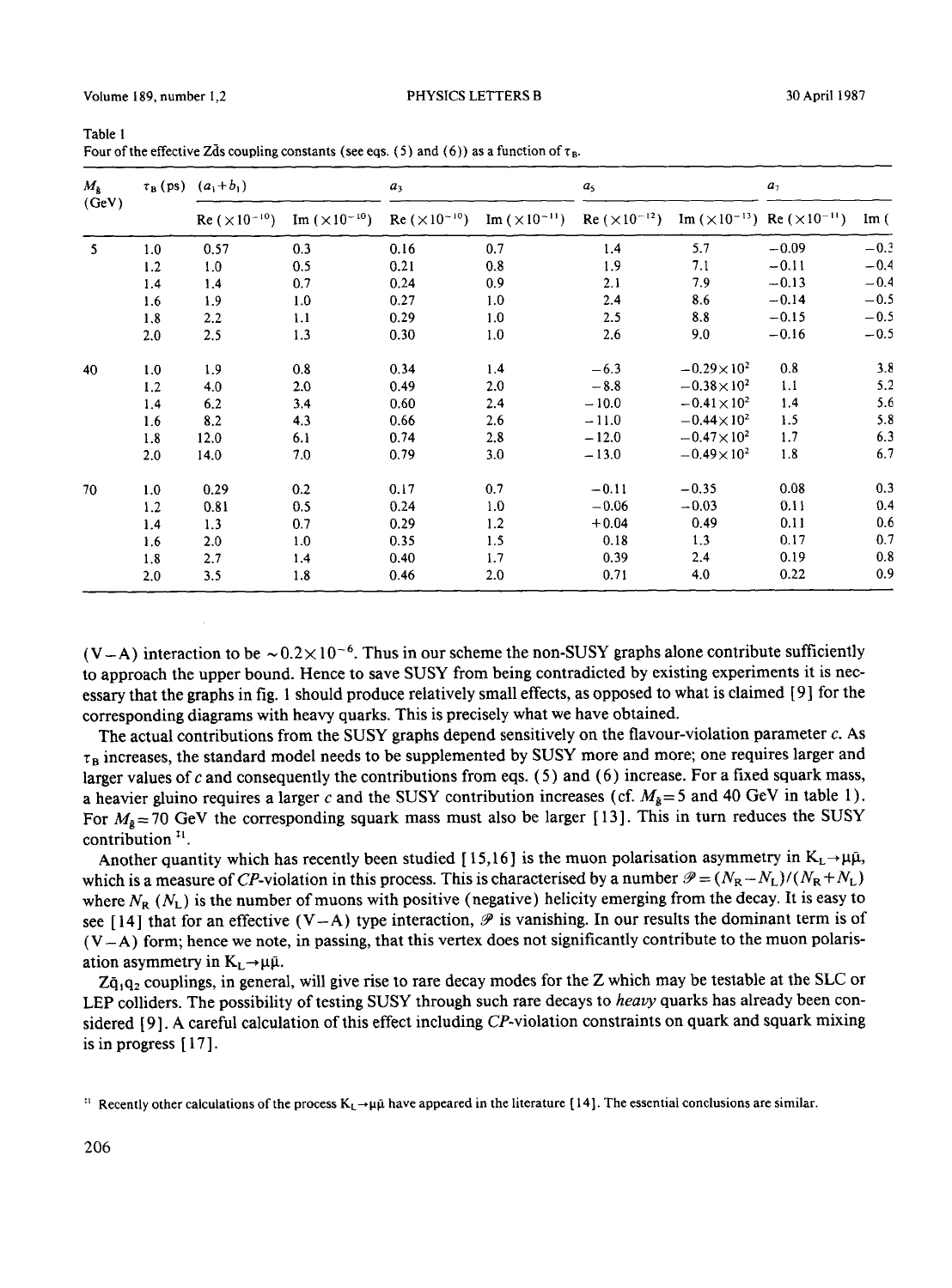Table 1

Four of the effective Z$\bar{d}$s coupling constants (see eqs. (5) and (6)) as a function of $\tau_B$.

| $M_{\tilde{g}}$ (GeV) | $\tau_B$ (ps) | $(a_1+b_1)$ | | $a_3$ | | $a_5$ | | $a_7$ | |
|---|---|---|---|---|---|---|---|---|---|
| | | Re ($\times 10^{-10}$) | Im ($\times 10^{-10}$) | Re ($\times 10^{-10}$) | Im ($\times 10^{-11}$) | Re ($\times 10^{-12}$) | Im ($\times 10^{-13}$) | Re ($\times 10^{-11}$) | Im ( |
| 5 | 1.0 | 0.57 | 0.3 | 0.16 | 0.7 | 1.4 | 5.7 | −0.09 | −0.3 |
| | 1.2 | 1.0 | 0.5 | 0.21 | 0.8 | 1.9 | 7.1 | −0.11 | −0.4 |
| | 1.4 | 1.4 | 0.7 | 0.24 | 0.9 | 2.1 | 7.9 | −0.13 | −0.4 |
| | 1.6 | 1.9 | 1.0 | 0.27 | 1.0 | 2.4 | 8.6 | −0.14 | −0.5 |
| | 1.8 | 2.2 | 1.1 | 0.29 | 1.0 | 2.5 | 8.8 | −0.15 | −0.5 |
| | 2.0 | 2.5 | 1.3 | 0.30 | 1.0 | 2.6 | 9.0 | −0.16 | −0.5 |
| 40 | 1.0 | 1.9 | 0.8 | 0.34 | 1.4 | −6.3 | $-0.29\times 10^2$ | 0.8 | 3.8 |
| | 1.2 | 4.0 | 2.0 | 0.49 | 2.0 | −8.8 | $-0.38\times 10^2$ | 1.1 | 5.2 |
| | 1.4 | 6.2 | 3.4 | 0.60 | 2.4 | −10.0 | $-0.41\times 10^2$ | 1.4 | 5.6 |
| | 1.6 | 8.2 | 4.3 | 0.66 | 2.6 | −11.0 | $-0.44\times 10^2$ | 1.5 | 5.8 |
| | 1.8 | 12.0 | 6.1 | 0.74 | 2.8 | −12.0 | $-0.47\times 10^2$ | 1.7 | 6.3 |
| | 2.0 | 14.0 | 7.0 | 0.79 | 3.0 | −13.0 | $-0.49\times 10^2$ | 1.8 | 6.7 |
| 70 | 1.0 | 0.29 | 0.2 | 0.17 | 0.7 | −0.11 | −0.35 | 0.08 | 0.3 |
| | 1.2 | 0.81 | 0.5 | 0.24 | 1.0 | −0.06 | −0.03 | 0.11 | 0.4 |
| | 1.4 | 1.3 | 0.7 | 0.29 | 1.2 | +0.04 | 0.49 | 0.11 | 0.6 |
| | 1.6 | 2.0 | 1.0 | 0.35 | 1.5 | 0.18 | 1.3 | 0.17 | 0.7 |
| | 1.8 | 2.7 | 1.4 | 0.40 | 1.7 | 0.39 | 2.4 | 0.19 | 0.8 |
| | 2.0 | 3.5 | 1.8 | 0.46 | 2.0 | 0.71 | 4.0 | 0.22 | 0.9 |

(V−A) interaction to be $\sim 0.2\times 10^{-6}$. Thus in our scheme the non-SUSY graphs alone contribute sufficiently to approach the upper bound. Hence to save SUSY from being contradicted by existing experiments it is necessary that the graphs in fig. 1 should produce relatively small effects, as opposed to what is claimed [9] for the corresponding diagrams with heavy quarks. This is precisely what we have obtained.

The actual contributions from the SUSY graphs depend sensitively on the flavour-violation parameter $c$. As $\tau_B$ increases, the standard model needs to be supplemented by SUSY more and more; one requires larger and larger values of $c$ and consequently the contributions from eqs. (5) and (6) increase. For a fixed squark mass, a heavier gluino requires a larger $c$ and the SUSY contribution increases (cf. $M_{\tilde{g}}=5$ and 40 GeV in table 1). For $M_{\tilde{g}}=70$ GeV the corresponding squark mass must also be larger [13]. This in turn reduces the SUSY contribution [‡1].

Another quantity which has recently been studied [15,16] is the muon polarisation asymmetry in $K_L\to\mu\bar{\mu}$, which is a measure of *CP*-violation in this process. This is characterised by a number $\mathscr{P}=(N_R-N_L)/(N_R+N_L)$ where $N_R$ ($N_L$) is the number of muons with positive (negative) helicity emerging from the decay. It is easy to see [14] that for an effective (V−A) type interaction, $\mathscr{P}$ is vanishing. In our results the dominant term is of (V−A) form; hence we note, in passing, that this vertex does not significantly contribute to the muon polarisation asymmetry in $K_L\to\mu\bar{\mu}$.

$Z\bar{q}_1 q_2$ couplings, in general, will give rise to rare decay modes for the Z which may be testable at the SLC or LEP colliders. The possibility of testing SUSY through such rare decays to *heavy* quarks has already been considered [9]. A careful calculation of this effect including *CP*-violation constraints on quark and squark mixing is in progress [17].

[‡1] Recently other calculations of the process $K_L\to\mu\bar{\mu}$ have appeared in the literature [14]. The essential conclusions are similar.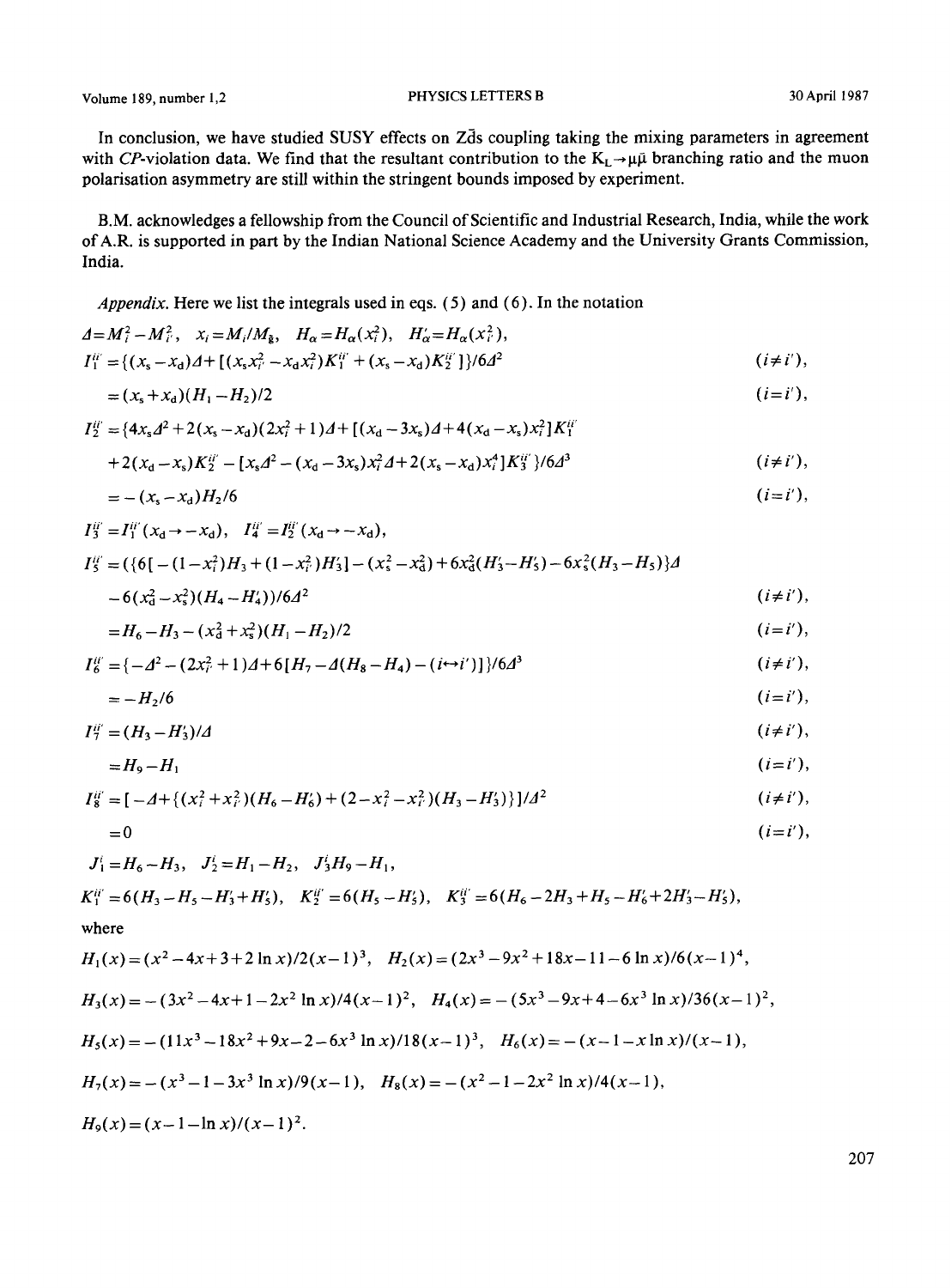In conclusion, we have studied SUSY effects on $Z\bar{d}s$ coupling taking the mixing parameters in agreement with *CP*-violation data. We find that the resultant contribution to the $K_L \to \mu\bar{\mu}$ branching ratio and the muon polarisation asymmetry are still within the stringent bounds imposed by experiment.

B.M. acknowledges a fellowship from the Council of Scientific and Industrial Research, India, while the work of A.R. is supported in part by the Indian National Science Academy and the University Grants Commission, India.

*Appendix.* Here we list the integrals used in eqs. (5) and (6). In the notation

$$\Delta = M_i^2 - M_{i'}^2, \quad x_i = M_i/M_{\tilde{g}}, \quad H_\alpha = H_\alpha(x_i^2), \quad H'_\alpha = H_\alpha(x_{i'}^2),$$

$$I_1^{ii'} = \{(x_s - x_d)\Delta + [(x_s x_{i'}^2 - x_d x_i^2)K_1^{ii'} + (x_s - x_d)K_2^{ii'}]\}/6\Delta^2 \qquad (i \neq i'),$$

$$= (x_s + x_d)(H_1 - H_2)/2 \qquad (i = i'),$$

$$I_2^{ii'} = \{4x_s\Delta^2 + 2(x_s - x_d)(2x_{i'}^2 + 1)\Delta + [(x_d - 3x_s)\Delta + 4(x_d - x_s)x_i^2]K_1^{ii'}$$

$$+ 2(x_d - x_s)K_2^{ii'} - [x_s\Delta^2 - (x_d - 3x_s)x_i^2\Delta + 2(x_s - x_d)x_i^4]K_3^{ii'}\}/6\Delta^3 \qquad (i \neq i'),$$

$$= -(x_s - x_d)H_2/6 \qquad (i = i'),$$

$$I_3^{ii'} = I_1^{ii'}(x_d \to -x_d), \quad I_4^{ii'} = I_2^{ii'}(x_d \to -x_d),$$

$$I_5^{ii'} = (\{6[-(1 - x_i^2)H_3 + (1 - x_{i'}^2)H'_3] - (x_s^2 - x_d^2) + 6x_d^2(H'_3 - H'_5) - 6x_s^2(H_3 - H_5)\}\Delta$$

$$- 6(x_d^2 - x_s^2)(H_4 - H'_4))/6\Delta^2 \qquad (i \neq i'),$$

$$= H_6 - H_3 - (x_d^2 + x_s^2)(H_1 - H_2)/2 \qquad (i = i'),$$

$$I_6^{ii'} = \{-\Delta^2 - (2x_{i'}^2 + 1)\Delta + 6[H_7 - \Delta(H_8 - H_4) - (i \leftrightarrow i')]\}/6\Delta^3 \qquad (i \neq i'),$$

$$= -H_2/6 \qquad (i = i'),$$

$$I_7^{ii'} = (H_3 - H'_3)/\Delta \qquad (i \neq i'),$$

$$= H_9 - H_1 \qquad (i = i'),$$

$$I_8^{ii'} = [-\Delta + \{(x_i^2 + x_{i'}^2)(H_6 - H'_6) + (2 - x_i^2 - x_{i'}^2)(H_3 - H'_3)\}]/\Delta^2 \qquad (i \neq i'),$$

$$= 0 \qquad (i = i'),$$

$$J_1^i = H_6 - H_3, \quad J_2^i = H_1 - H_2, \quad J_3^i H_9 - H_1,$$

$$K_1^{ii'} = 6(H_3 - H_5 - H'_3 + H'_5), \quad K_2^{ii'} = 6(H_5 - H'_5), \quad K_3^{ii'} = 6(H_6 - 2H_3 + H_5 - H'_6 + 2H'_3 - H'_5),$$

where

$$H_1(x) = (x^2 - 4x + 3 + 2\ln x)/2(x-1)^3, \quad H_2(x) = (2x^3 - 9x^2 + 18x - 11 - 6\ln x)/6(x-1)^4,$$

$$H_3(x) = -(3x^2 - 4x + 1 - 2x^2\ln x)/4(x-1)^2, \quad H_4(x) = -(5x^3 - 9x + 4 - 6x^3\ln x)/36(x-1)^2,$$

$$H_5(x) = -(11x^3 - 18x^2 + 9x - 2 - 6x^3\ln x)/18(x-1)^3, \quad H_6(x) = -(x - 1 - x\ln x)/(x-1),$$

$$H_7(x) = -(x^3 - 1 - 3x^3\ln x)/9(x-1), \quad H_8(x) = -(x^2 - 1 - 2x^2\ln x)/4(x-1),$$

$$H_9(x) = (x - 1 - \ln x)/(x-1)^2.$$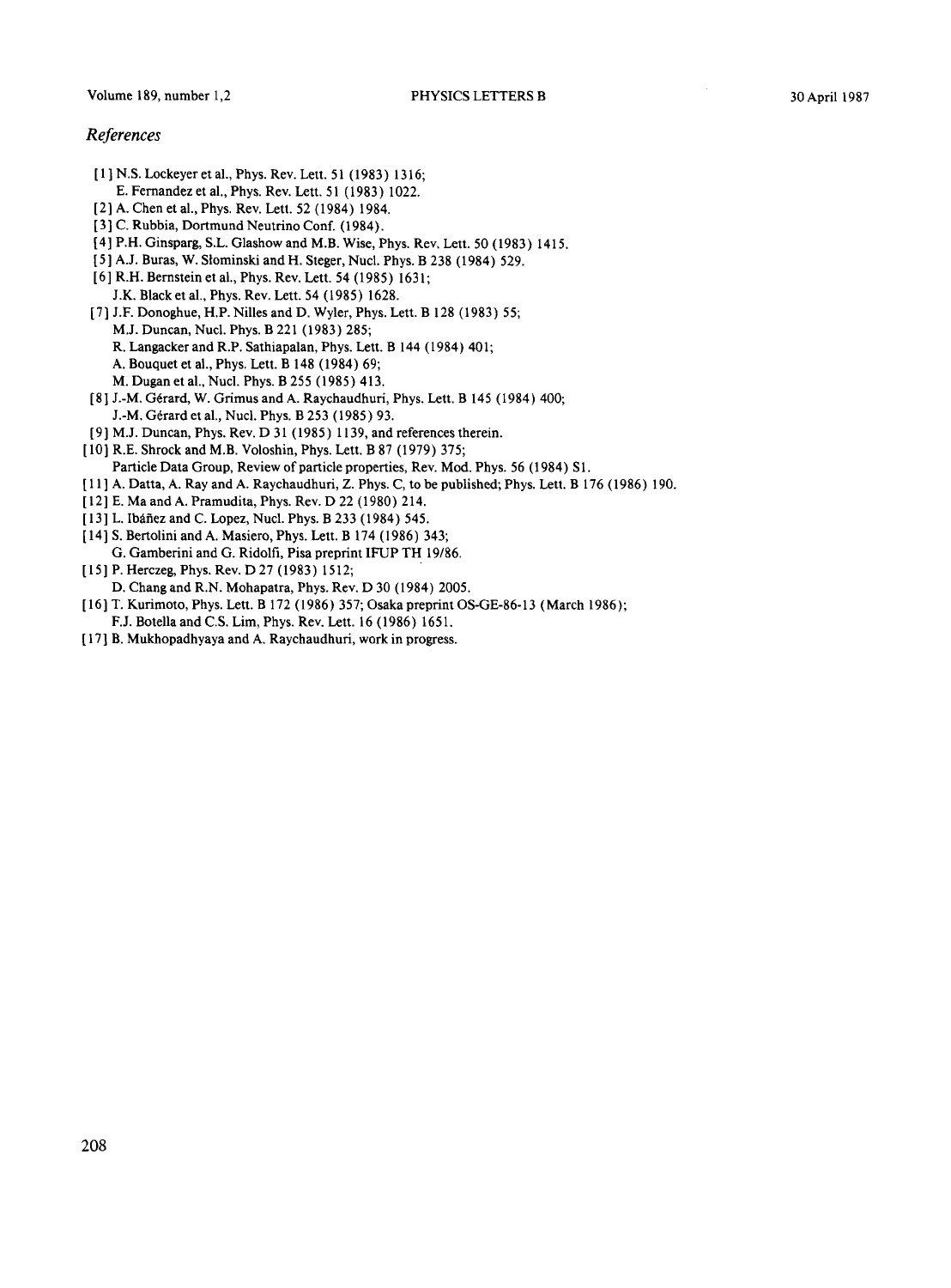*References*

[1] N.S. Lockeyer et al., Phys. Rev. Lett. 51 (1983) 1316;
E. Fernandez et al., Phys. Rev. Lett. 51 (1983) 1022.

[2] A. Chen et al., Phys. Rev. Lett. 52 (1984) 1984.

[3] C. Rubbia, Dortmund Neutrino Conf. (1984).

[4] P.H. Ginsparg, S.L. Glashow and M.B. Wise, Phys. Rev. Lett. 50 (1983) 1415.

[5] A.J. Buras, W. Słominski and H. Steger, Nucl. Phys. B 238 (1984) 529.

[6] R.H. Bernstein et al., Phys. Rev. Lett. 54 (1985) 1631;
J.K. Black et al., Phys. Rev. Lett. 54 (1985) 1628.

[7] J.F. Donoghue, H.P. Nilles and D. Wyler, Phys. Lett. B 128 (1983) 55;
M.J. Duncan, Nucl. Phys. B 221 (1983) 285;
R. Langacker and R.P. Sathiapalan, Phys. Lett. B 144 (1984) 401;
A. Bouquet et al., Phys. Lett. B 148 (1984) 69;
M. Dugan et al., Nucl. Phys. B 255 (1985) 413.

[8] J.-M. Gérard, W. Grimus and A. Raychaudhuri, Phys. Lett. B 145 (1984) 400;
J.-M. Gérard et al., Nucl. Phys. B 253 (1985) 93.

[9] M.J. Duncan, Phys. Rev. D 31 (1985) 1139, and references therein.

[10] R.E. Shrock and M.B. Voloshin, Phys. Lett. B 87 (1979) 375;
Particle Data Group, Review of particle properties, Rev. Mod. Phys. 56 (1984) S1.

[11] A. Datta, A. Ray and A. Raychaudhuri, Z. Phys. C, to be published; Phys. Lett. B 176 (1986) 190.

[12] E. Ma and A. Pramudita, Phys. Rev. D 22 (1980) 214.

[13] L. Ibáñez and C. Lopez, Nucl. Phys. B 233 (1984) 545.

[14] S. Bertolini and A. Masiero, Phys. Lett. B 174 (1986) 343;
G. Gamberini and G. Ridolfi, Pisa preprint IFUP TH 19/86.

[15] P. Herczeg, Phys. Rev. D 27 (1983) 1512;
D. Chang and R.N. Mohapatra, Phys. Rev. D 30 (1984) 2005.

[16] T. Kurimoto, Phys. Lett. B 172 (1986) 357; Osaka preprint OS-GE-86-13 (March 1986);
F.J. Botella and C.S. Lim, Phys. Rev. Lett. 16 (1986) 1651.

[17] B. Mukhopadhyaya and A. Raychaudhuri, work in progress.